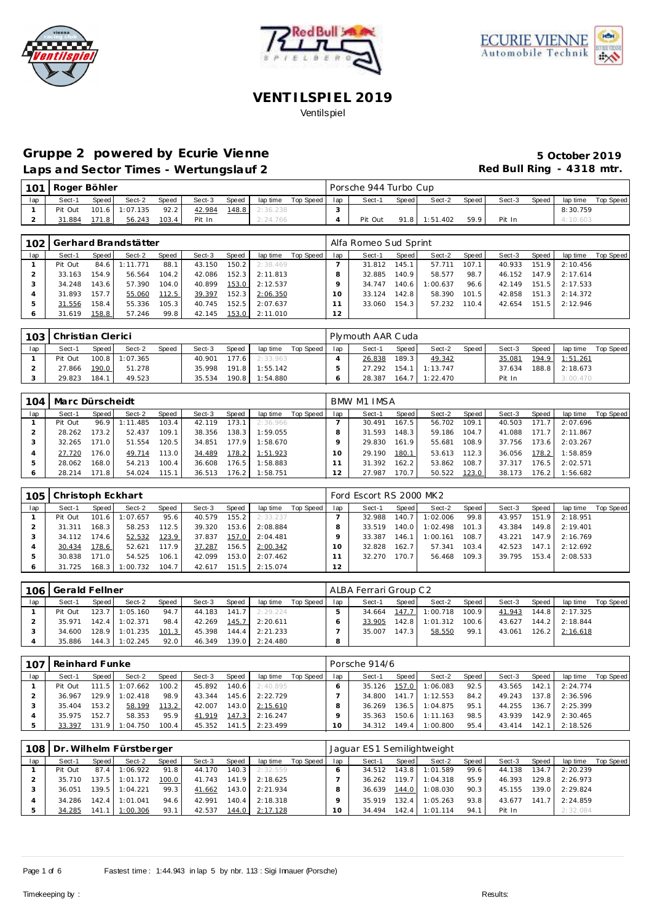# VENTILSPIEL 2019

Ventilspiel

## Gruppe 2 powered by Ecurie Vienne

**Laps and Sector Times - Wertungslauf 2**

**5 October 2019**

**Red Bull Ring - 4318 mtr.**

### 101 Roger Böhler — Porsche 944 Turbo Cup

| lap | Sect-1 | Speed | Sect-2 | Speed | Sect-3 | Speed | lap time | Top Speed | lap | Sect-1 | Speed | Sect-2 | Speed | Sect-3 | Speed | lap time | Top Speed |
|---|---|---|---|---|---|---|---|---|---|---|---|---|---|---|---|---|---|
| 1 | Pit Out | 101.6 | 1:07.135 | 92.2 | 42.984 | 148.8 | 2:36.238 | | 3 | | | | | | | 8:30.759 | |
| 2 | 31.884 | 171.8 | 56.243 | 103.4 | Pit In | | 2:24.766 | | 4 | Pit Out | 91.8 | 1:51.402 | 59.9 | Pit In | | 4:10.603 | |

### 102 Gerhard Brandstätter — Alfa Romeo Sud Sprint

| lap | Sect-1 | Speed | Sect-2 | Speed | Sect-3 | Speed | lap time | Top Speed | lap | Sect-1 | Speed | Sect-2 | Speed | Sect-3 | Speed | lap time | Top Speed |
|---|---|---|---|---|---|---|---|---|---|---|---|---|---|---|---|---|---|
| 1 | Pit Out | 84.6 | 1:11.771 | 88.1 | 43.150 | 150.2 | 2:38.469 | | 7 | 31.812 | 145.1 | 57.711 | 107.1 | 40.933 | 151.9 | 2:10.456 | |
| 2 | 33.163 | 154.9 | 56.564 | 104.2 | 42.086 | 152.3 | 2:11.813 | | 8 | 32.885 | 140.9 | 58.577 | 98.7 | 46.152 | 147.9 | 2:17.614 | |
| 3 | 34.248 | 143.6 | 57.390 | 104.0 | 40.899 | 153.0 | 2:12.537 | | 9 | 34.747 | 140.6 | 1:00.637 | 96.6 | 42.149 | 151.5 | 2:17.533 | |
| 4 | 31.893 | 157.7 | 55.060 | 112.5 | 39.397 | 152.3 | 2:06.350 | | 10 | 33.124 | 142.8 | 58.390 | 101.5 | 42.858 | 151.3 | 2:14.372 | |
| 5 | 31.556 | 158.4 | 55.336 | 105.3 | 40.745 | 152.5 | 2:07.637 | | 11 | 33.060 | 154.3 | 57.232 | 110.4 | 42.654 | 151.5 | 2:12.946 | |
| 6 | 31.619 | 158.8 | 57.246 | 99.8 | 42.145 | 153.0 | 2:11.010 | | 12 | | | | | | | | |

### 103 Christian Clerici — Plymouth AAR Cuda

| lap | Sect-1 | Speed | Sect-2 | Speed | Sect-3 | Speed | lap time | Top Speed | lap | Sect-1 | Speed | Sect-2 | Speed | Sect-3 | Speed | lap time | Top Speed |
|---|---|---|---|---|---|---|---|---|---|---|---|---|---|---|---|---|---|
| 1 | Pit Out | 100.8 | 1:07.365 | | 40.901 | 177.6 | 2:33.963 | | 4 | 26.838 | 189.3 | 49.342 | | 35.081 | 194.9 | 1:51.261 | |
| 2 | 27.866 | 190.0 | 51.278 | | 35.998 | 191.8 | 1:55.142 | | 5 | 27.292 | 154.1 | 1:13.747 | | 37.634 | 188.8 | 2:18.673 | |
| 3 | 29.823 | 184.1 | 49.523 | | 35.534 | 190.8 | 1:54.880 | | 6 | 28.387 | 164.7 | 1:22.470 | | Pit In | | 3:00.470 | |

### 104 Marc Dürscheidt — BMW M1 IMSA

| lap | Sect-1 | Speed | Sect-2 | Speed | Sect-3 | Speed | lap time | Top Speed | lap | Sect-1 | Speed | Sect-2 | Speed | Sect-3 | Speed | lap time | Top Speed |
|---|---|---|---|---|---|---|---|---|---|---|---|---|---|---|---|---|---|
| 1 | Pit Out | 96.9 | 1:11.485 | 103.4 | 42.119 | 173.1 | 2:36.966 | | 7 | 30.491 | 167.5 | 56.702 | 109.1 | 40.503 | 171.7 | 2:07.696 | |
| 2 | 28.262 | 173.2 | 52.437 | 109.1 | 38.356 | 138.3 | 1:59.055 | | 8 | 31.593 | 148.3 | 59.186 | 104.7 | 41.088 | 171.7 | 2:11.867 | |
| 3 | 32.265 | 171.0 | 51.554 | 120.5 | 34.851 | 177.9 | 1:58.670 | | 9 | 29.830 | 161.9 | 55.681 | 108.9 | 37.756 | 173.6 | 2:03.267 | |
| 4 | 27.720 | 176.0 | 49.714 | 113.0 | 34.489 | 178.2 | 1:51.923 | | 10 | 29.190 | 180.1 | 53.613 | 112.3 | 36.056 | 178.2 | 1:58.859 | |
| 5 | 28.062 | 168.0 | 54.213 | 100.4 | 36.608 | 176.5 | 1:58.883 | | 11 | 31.392 | 162.2 | 53.862 | 108.7 | 37.317 | 176.5 | 2:02.571 | |
| 6 | 28.214 | 171.8 | 54.024 | 115.1 | 36.513 | 176.2 | 1:58.751 | | 12 | 27.987 | 170.7 | 50.522 | 123.0 | 38.173 | 176.2 | 1:56.682 | |

### 105 Christoph Eckhart — Ford Escort RS 2000 MK2

| lap | Sect-1 | Speed | Sect-2 | Speed | Sect-3 | Speed | lap time | Top Speed | lap | Sect-1 | Speed | Sect-2 | Speed | Sect-3 | Speed | lap time | Top Speed |
|---|---|---|---|---|---|---|---|---|---|---|---|---|---|---|---|---|---|
| 1 | Pit Out | 101.6 | 1:07.657 | 95.6 | 40.579 | 155.2 | 2:33.237 | | 7 | 32.988 | 140.7 | 1:02.006 | 99.8 | 43.957 | 151.9 | 2:18.951 | |
| 2 | 31.311 | 168.3 | 58.253 | 112.5 | 39.320 | 153.6 | 2:08.884 | | 8 | 33.519 | 140.0 | 1:02.498 | 101.3 | 43.384 | 149.8 | 2:19.401 | |
| 3 | 34.112 | 174.6 | 52.532 | 123.9 | 37.837 | 157.0 | 2:04.481 | | 9 | 33.387 | 146.1 | 1:00.161 | 108.7 | 43.221 | 147.9 | 2:16.769 | |
| 4 | 30.434 | 178.6 | 52.621 | 117.9 | 37.287 | 156.5 | 2:00.342 | | 10 | 32.828 | 162.7 | 57.341 | 103.4 | 42.523 | 147.1 | 2:12.692 | |
| 5 | 30.838 | 171.0 | 54.525 | 106.1 | 42.099 | 153.0 | 2:07.462 | | 11 | 32.270 | 170.7 | 56.468 | 109.3 | 39.795 | 153.4 | 2:08.533 | |
| 6 | 31.725 | 168.3 | 1:00.732 | 104.7 | 42.617 | 151.5 | 2:15.074 | | 12 | | | | | | | | |

### 106 Gerald Fellner — ALBA Ferrari Group C2

| lap | Sect-1 | Speed | Sect-2 | Speed | Sect-3 | Speed | lap time | Top Speed | lap | Sect-1 | Speed | Sect-2 | Speed | Sect-3 | Speed | lap time | Top Speed |
|---|---|---|---|---|---|---|---|---|---|---|---|---|---|---|---|---|---|
| 1 | Pit Out | 123.7 | 1:05.160 | 94.7 | 44.183 | 141.7 | 2:29.224 | | 5 | 34.664 | 147.7 | 1:00.718 | 100.9 | 41.943 | 144.8 | 2:17.325 | |
| 2 | 35.971 | 142.4 | 1:02.371 | 98.4 | 42.269 | 145.7 | 2:20.611 | | 6 | 33.905 | 142.8 | 1:01.312 | 100.6 | 43.627 | 144.2 | 2:18.844 | |
| 3 | 34.600 | 128.9 | 1:01.235 | 101.3 | 45.398 | 144.4 | 2:21.233 | | 7 | 35.007 | 147.3 | 58.550 | 99.1 | 43.061 | 126.2 | 2:16.618 | |
| 4 | 35.886 | 144.3 | 1:02.245 | 92.0 | 46.349 | 139.0 | 2:24.480 | | 8 | | | | | | | | |

### 107 Reinhard Funke — Porsche 914/6

| lap | Sect-1 | Speed | Sect-2 | Speed | Sect-3 | Speed | lap time | Top Speed | lap | Sect-1 | Speed | Sect-2 | Speed | Sect-3 | Speed | lap time | Top Speed |
|---|---|---|---|---|---|---|---|---|---|---|---|---|---|---|---|---|---|
| 1 | Pit Out | 111.5 | 1:07.662 | 100.2 | 45.892 | 140.6 | 2:40.895 | | 6 | 35.126 | 157.0 | 1:06.083 | 92.5 | 43.565 | 142.1 | 2:24.774 | |
| 2 | 36.967 | 129.9 | 1:02.418 | 98.9 | 43.344 | 145.6 | 2:22.729 | | 7 | 34.800 | 141.7 | 1:12.553 | 84.2 | 49.243 | 137.8 | 2:36.596 | |
| 3 | 35.404 | 153.2 | 58.199 | 113.2 | 42.007 | 143.0 | 2:15.610 | | 8 | 36.269 | 136.5 | 1:04.875 | 95.1 | 44.255 | 136.7 | 2:25.399 | |
| 4 | 35.975 | 152.7 | 58.353 | 95.9 | 41.919 | 147.3 | 2:16.247 | | 9 | 35.363 | 150.6 | 1:11.163 | 98.5 | 43.939 | 142.9 | 2:30.465 | |
| 5 | 33.397 | 131.9 | 1:04.750 | 100.4 | 45.352 | 141.5 | 2:23.499 | | 10 | 34.312 | 149.4 | 1:00.800 | 95.4 | 43.414 | 142.1 | 2:18.526 | |

### 108 Dr. Wilhelm Fürstberger — Jaguar ES1 Semilightweight

| lap | Sect-1 | Speed | Sect-2 | Speed | Sect-3 | Speed | lap time | Top Speed | lap | Sect-1 | Speed | Sect-2 | Speed | Sect-3 | Speed | lap time | Top Speed |
|---|---|---|---|---|---|---|---|---|---|---|---|---|---|---|---|---|---|
| 1 | Pit Out | 87.4 | 1:06.922 | 91.8 | 44.170 | 140.3 | 2:32.559 | | 6 | 34.512 | 143.8 | 1:01.589 | 99.6 | 44.138 | 134.7 | 2:20.239 | |
| 2 | 35.710 | 137.5 | 1:01.172 | 100.0 | 41.743 | 141.9 | 2:18.625 | | 7 | 36.262 | 119.7 | 1:04.318 | 95.9 | 46.393 | 129.8 | 2:26.973 | |
| 3 | 36.051 | 139.5 | 1:04.221 | 99.3 | 41.662 | 143.0 | 2:21.934 | | 8 | 36.639 | 144.0 | 1:08.030 | 90.3 | 45.155 | 139.0 | 2:29.824 | |
| 4 | 34.286 | 142.4 | 1:01.041 | 94.6 | 42.991 | 140.4 | 2:18.318 | | 9 | 35.919 | 132.4 | 1:05.263 | 93.8 | 43.677 | 141.7 | 2:24.859 | |
| 5 | 34.285 | 141.1 | 1:00.306 | 93.1 | 42.537 | 144.0 | 2:17.128 | | 10 | 34.494 | 142.4 | 1:01.114 | 94.1 | Pit In | | 2:32.084 | |

Fastest time : 1:44.943 in lap 5 by nbr. 113 : Sigi Imauer (Porsche)

Timekeeping by : Results: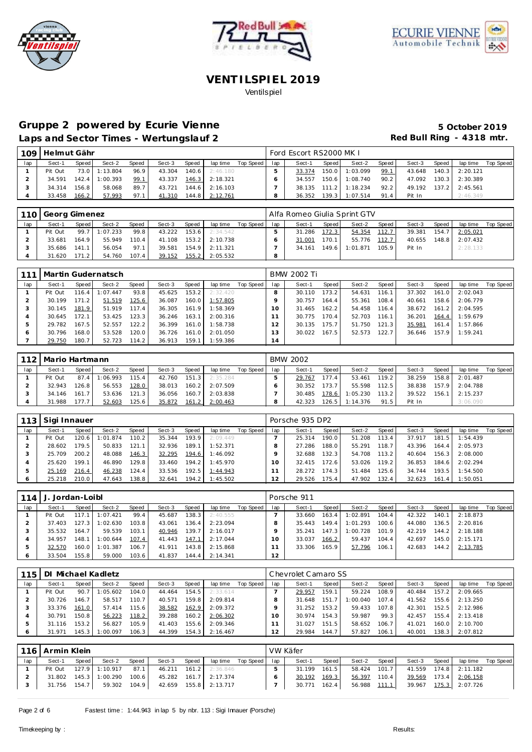# VENTILSPIEL 2019

Ventilspiel

## Gruppe 2 powered by Ecurie Vienne

**Laps and Sector Times - Wertungslauf 2**

**5 October 2019**

**Red Bull Ring - 4318 mtr.**

| 109 | Helmut Gähr | | | | | | | | Ford Escort RS2000 MK I | | | | | | | | |
|---|---|---|---|---|---|---|---|---|---|---|---|---|---|---|---|---|---|
| lap | Sect-1 | Speed | Sect-2 | Speed | Sect-3 | Speed | lap time | Top Speed | lap | Sect-1 | Speed | Sect-2 | Speed | Sect-3 | Speed | lap time | Top Speed |
| 1 | Pit Out | 73.0 | 1:13.804 | 96.9 | 43.304 | 140.6 | 2:46.180 | | 5 | 33.374 | 150.0 | 1:03.099 | 99.1 | 43.648 | 140.3 | 2:20.121 | |
| 2 | 34.591 | 142.4 | 1:00.393 | 99.1 | 43.337 | 146.3 | 2:18.321 | | 6 | 34.557 | 150.6 | 1:08.740 | 90.2 | 47.092 | 130.3 | 2:30.389 | |
| 3 | 34.314 | 156.8 | 58.068 | 89.7 | 43.721 | 144.6 | 2:16.103 | | 7 | 38.135 | 111.2 | 1:18.234 | 92.2 | 49.192 | 137.2 | 2:45.561 | |
| 4 | 33.458 | 166.2 | 57.993 | 97.1 | 41.310 | 144.8 | 2:12.761 | | 8 | 36.352 | 139.3 | 1:07.514 | 91.4 | Pit In | | 2:46.349 | |

| 110 | Georg Gimenez | | | | | | | | Alfa Romeo Giulia Sprint GTV | | | | | | | | |
|---|---|---|---|---|---|---|---|---|---|---|---|---|---|---|---|---|---|
| lap | Sect-1 | Speed | Sect-2 | Speed | Sect-3 | Speed | lap time | Top Speed | lap | Sect-1 | Speed | Sect-2 | Speed | Sect-3 | Speed | lap time | Top Speed |
| 1 | Pit Out | 99.7 | 1:07.233 | 99.8 | 43.222 | 153.6 | 2:34.542 | | 5 | 31.286 | 172.3 | 54.354 | 112.7 | 39.381 | 154.7 | 2:05.021 | |
| 2 | 33.681 | 164.9 | 55.949 | 110.4 | 41.108 | 153.2 | 2:10.738 | | 6 | 31.001 | 170.1 | 55.776 | 112.7 | 40.655 | 148.8 | 2:07.432 | |
| 3 | 35.686 | 141.1 | 56.054 | 97.1 | 39.581 | 154.9 | 2:11.321 | | 7 | 34.161 | 149.6 | 1:01.871 | 105.9 | Pit In | | 2:28.133 | |
| 4 | 31.620 | 171.2 | 54.760 | 107.4 | 39.152 | 155.2 | 2:05.532 | | 8 | | | | | | | | |

| 111 | Martin Gudernatsch | | | | | | | | BMW 2002 Ti | | | | | | | | |
|---|---|---|---|---|---|---|---|---|---|---|---|---|---|---|---|---|---|
| lap | Sect-1 | Speed | Sect-2 | Speed | Sect-3 | Speed | lap time | Top Speed | lap | Sect-1 | Speed | Sect-2 | Speed | Sect-3 | Speed | lap time | Top Speed |
| 1 | Pit Out | 116.4 | 1:07.447 | 93.8 | 45.625 | 153.2 | 2:32.420 | | 8 | 30.110 | 173.2 | 54.631 | 116.1 | 37.302 | 161.0 | 2:02.043 | |
| 2 | 30.199 | 171.2 | 51.519 | 125.6 | 36.087 | 160.0 | 1:57.805 | | 9 | 30.757 | 164.4 | 55.361 | 108.4 | 40.661 | 158.6 | 2:06.779 | |
| 3 | 30.145 | 181.9 | 51.919 | 117.4 | 36.305 | 161.9 | 1:58.369 | | 10 | 31.465 | 162.2 | 54.458 | 116.4 | 38.672 | 161.2 | 2:04.595 | |
| 4 | 30.645 | 172.1 | 53.425 | 123.3 | 36.246 | 163.1 | 2:00.316 | | 11 | 30.775 | 170.4 | 52.703 | 116.1 | 36.201 | 164.4 | 1:59.679 | |
| 5 | 29.782 | 167.5 | 52.557 | 122.2 | 36.399 | 161.0 | 1:58.738 | | 12 | 30.135 | 175.7 | 51.750 | 121.3 | 35.981 | 161.4 | 1:57.866 | |
| 6 | 30.796 | 168.0 | 53.528 | 120.0 | 36.726 | 161.0 | 2:01.050 | | 13 | 30.022 | 167.5 | 52.573 | 122.7 | 36.646 | 157.9 | 1:59.241 | |
| 7 | 29.750 | 180.7 | 52.723 | 114.2 | 36.913 | 159.1 | 1:59.386 | | 14 | | | | | | | | |

| 112 | Mario Hartmann | | | | | | | | BMW 2002 | | | | | | | | |
|---|---|---|---|---|---|---|---|---|---|---|---|---|---|---|---|---|---|
| lap | Sect-1 | Speed | Sect-2 | Speed | Sect-3 | Speed | lap time | Top Speed | lap | Sect-1 | Speed | Sect-2 | Speed | Sect-3 | Speed | lap time | Top Speed |
| 1 | Pit Out | 87.4 | 1:06.993 | 115.4 | 42.760 | 151.3 | 2:35.284 | | 5 | 29.767 | 177.4 | 53.461 | 119.2 | 38.259 | 158.8 | 2:01.487 | |
| 2 | 32.943 | 126.8 | 56.553 | 128.0 | 38.013 | 160.2 | 2:07.509 | | 6 | 30.352 | 173.7 | 55.598 | 112.5 | 38.838 | 157.9 | 2:04.788 | |
| 3 | 34.146 | 161.7 | 53.636 | 121.3 | 36.056 | 160.7 | 2:03.838 | | 7 | 30.485 | 178.6 | 1:05.230 | 113.2 | 39.522 | 156.1 | 2:15.237 | |
| 4 | 31.988 | 177.7 | 52.603 | 125.6 | 35.872 | 161.2 | 2:00.463 | | 8 | 42.323 | 126.5 | 1:14.376 | 91.5 | Pit In | | 3:06.090 | |

| 113 | Sigi Innauer | | | | | | | | Porsche 935 DP2 | | | | | | | | |
|---|---|---|---|---|---|---|---|---|---|---|---|---|---|---|---|---|---|
| lap | Sect-1 | Speed | Sect-2 | Speed | Sect-3 | Speed | lap time | Top Speed | lap | Sect-1 | Speed | Sect-2 | Speed | Sect-3 | Speed | lap time | Top Speed |
| 1 | Pit Out | 120.6 | 1:01.874 | 110.2 | 35.344 | 193.9 | 2:09.449 | | 7 | 25.314 | 190.0 | 51.208 | 113.4 | 37.917 | 181.5 | 1:54.439 | |
| 2 | 28.602 | 179.5 | 50.833 | 121.1 | 32.936 | 189.1 | 1:52.371 | | 8 | 27.286 | 188.0 | 55.291 | 118.7 | 43.396 | 164.4 | 2:05.973 | |
| 3 | 25.709 | 200.2 | 48.088 | 146.3 | 32.295 | 194.6 | 1:46.092 | | 9 | 32.688 | 132.3 | 54.708 | 113.2 | 40.604 | 156.3 | 2:08.000 | |
| 4 | 25.620 | 199.1 | 46.890 | 129.8 | 33.460 | 194.2 | 1:45.970 | | 10 | 32.415 | 172.6 | 53.026 | 119.2 | 36.853 | 184.6 | 2:02.294 | |
| 5 | 25.169 | 216.4 | 46.238 | 124.4 | 33.536 | 192.5 | 1:44.943 | | 11 | 28.272 | 174.3 | 51.484 | 125.6 | 34.744 | 193.5 | 1:54.500 | |
| 6 | 25.218 | 210.0 | 47.643 | 138.8 | 32.641 | 194.2 | 1:45.502 | | 12 | 29.526 | 175.4 | 47.902 | 132.4 | 32.623 | 161.4 | 1:50.051 | |

| 114 | J. Jordan-Loibl | | | | | | | | Porsche 911 | | | | | | | | |
|---|---|---|---|---|---|---|---|---|---|---|---|---|---|---|---|---|---|
| lap | Sect-1 | Speed | Sect-2 | Speed | Sect-3 | Speed | lap time | Top Speed | lap | Sect-1 | Speed | Sect-2 | Speed | Sect-3 | Speed | lap time | Top Speed |
| 1 | Pit Out | 117.1 | 1:07.421 | 99.4 | 45.687 | 138.3 | 2:40.555 | | 7 | 33.660 | 163.4 | 1:02.891 | 104.4 | 42.322 | 140.1 | 2:18.873 | |
| 2 | 37.403 | 127.3 | 1:02.630 | 103.8 | 43.061 | 136.4 | 2:23.094 | | 8 | 35.443 | 149.4 | 1:01.293 | 100.6 | 44.080 | 136.5 | 2:20.816 | |
| 3 | 35.532 | 164.7 | 59.539 | 103.1 | 40.946 | 139.7 | 2:16.017 | | 9 | 35.241 | 147.3 | 1:00.728 | 101.9 | 42.219 | 144.2 | 2:18.188 | |
| 4 | 34.957 | 148.1 | 1:00.644 | 107.4 | 41.443 | 147.1 | 2:17.044 | | 10 | 33.037 | 166.2 | 59.437 | 104.4 | 42.697 | 145.0 | 2:15.171 | |
| 5 | 32.570 | 160.0 | 1:01.387 | 106.7 | 41.911 | 143.8 | 2:15.868 | | 11 | 33.306 | 165.9 | 57.796 | 106.1 | 42.683 | 144.2 | 2:13.785 | |
| 6 | 33.504 | 155.8 | 59.000 | 103.6 | 41.837 | 144.4 | 2:14.341 | | 12 | | | | | | | | |

| 115 | DI Michael Kadletz | | | | | | | | Chevrolet Camaro SS | | | | | | | | |
|---|---|---|---|---|---|---|---|---|---|---|---|---|---|---|---|---|---|
| lap | Sect-1 | Speed | Sect-2 | Speed | Sect-3 | Speed | lap time | Top Speed | lap | Sect-1 | Speed | Sect-2 | Speed | Sect-3 | Speed | lap time | Top Speed |
| 1 | Pit Out | 90.7 | 1:05.602 | 104.0 | 44.464 | 154.5 | 2:33.614 | | 7 | 29.957 | 159.1 | 59.224 | 108.9 | 40.484 | 157.2 | 2:09.665 | |
| 2 | 30.726 | 146.7 | 58.517 | 110.7 | 40.571 | 159.8 | 2:09.814 | | 8 | 31.648 | 151.7 | 1:00.040 | 107.4 | 41.562 | 155.6 | 2:13.250 | |
| 3 | 33.376 | 161.0 | 57.414 | 115.6 | 38.582 | 162.9 | 2:09.372 | | 9 | 31.252 | 153.2 | 59.433 | 107.8 | 42.301 | 152.5 | 2:12.986 | |
| 4 | 30.791 | 150.8 | 56.223 | 118.2 | 39.288 | 160.2 | 2:06.302 | | 10 | 30.974 | 154.3 | 59.987 | 99.3 | 42.457 | 155.4 | 2:13.418 | |
| 5 | 31.116 | 153.2 | 56.827 | 105.9 | 41.403 | 155.6 | 2:09.346 | | 11 | 31.027 | 151.5 | 58.652 | 106.7 | 41.021 | 160.0 | 2:10.700 | |
| 6 | 31.971 | 145.3 | 1:00.097 | 106.3 | 44.399 | 154.3 | 2:16.467 | | 12 | 29.984 | 144.7 | 57.827 | 106.1 | 40.001 | 138.3 | 2:07.812 | |

| 116 | Armin Klein | | | | | | | | VW Käfer | | | | | | | | |
|---|---|---|---|---|---|---|---|---|---|---|---|---|---|---|---|---|---|
| lap | Sect-1 | Speed | Sect-2 | Speed | Sect-3 | Speed | lap time | Top Speed | lap | Sect-1 | Speed | Sect-2 | Speed | Sect-3 | Speed | lap time | Top Speed |
| 1 | Pit Out | 127.9 | 1:10.917 | 87.1 | 46.211 | 161.2 | 2:36.846 | | 5 | 31.199 | 161.5 | 58.424 | 101.7 | 41.559 | 174.8 | 2:11.182 | |
| 2 | 31.802 | 145.3 | 1:00.290 | 100.6 | 45.282 | 161.7 | 2:17.374 | | 6 | 30.192 | 169.3 | 56.397 | 110.4 | 39.569 | 173.4 | 2:06.158 | |
| 3 | 31.756 | 154.7 | 59.302 | 104.9 | 42.659 | 155.8 | 2:13.717 | | 7 | 30.771 | 162.4 | 56.988 | 111.1 | 39.967 | 175.3 | 2:07.726 | |

Fastest time : 1:44.943 in lap 5 by nbr. 113 : Sigi Innauer (Porsche)

Timekeeping by : Results: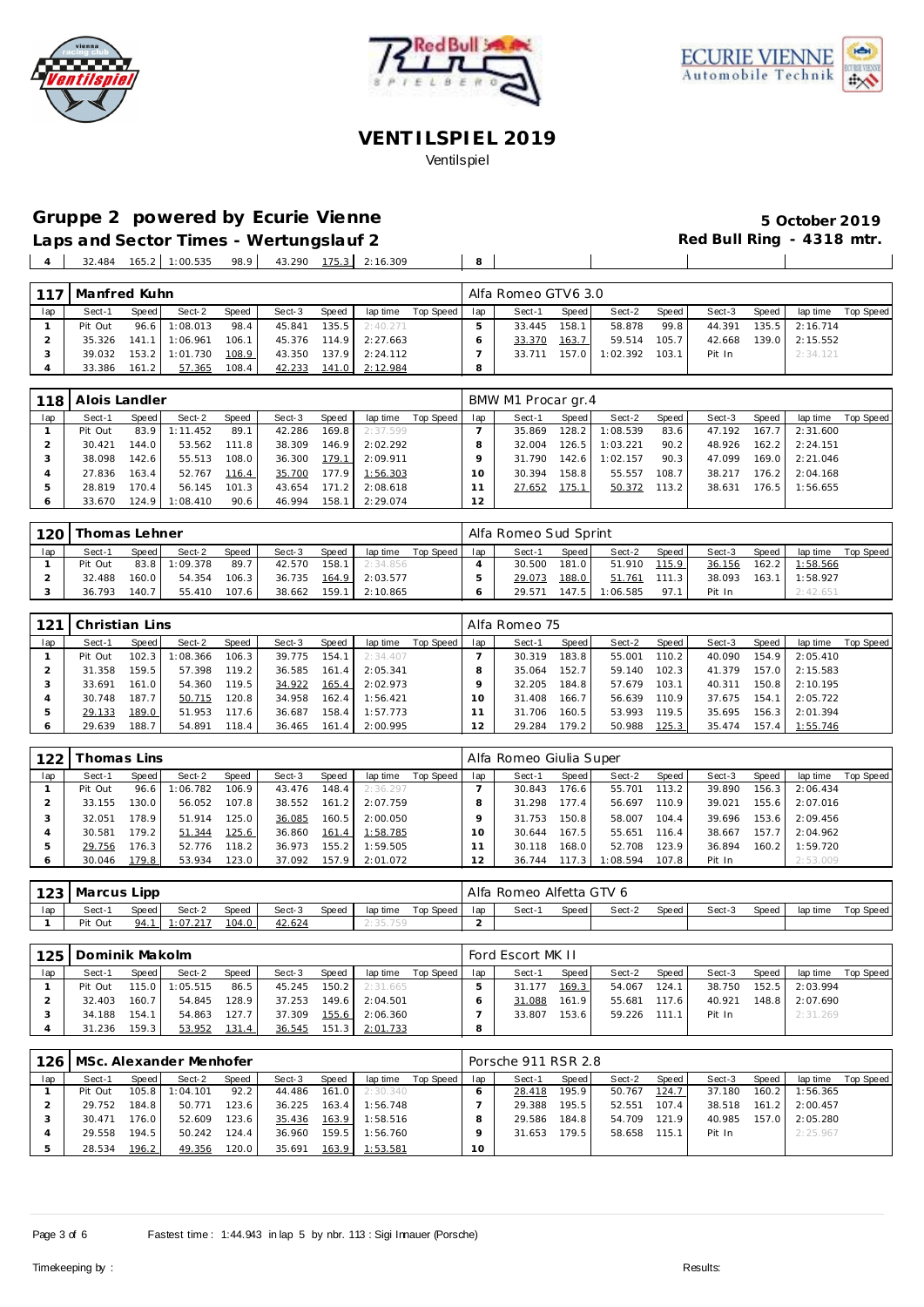# VENTILSPIEL 2019

Ventilspiel

## Gruppe 2 powered by Ecurie Vienne

**5 October 2019**

**Laps and Sector Times - Wertungslauf 2**

**Red Bull Ring - 4318 mtr.**

| 4 | 32.484 | 165.2 | 1:00.535 | 98.9 | 43.290 | 175.3 | 2:16.309 | | 8 | | | | | | | | |
|---|---|---|---|---|---|---|---|---|---|---|---|---|---|---|---|---|---|

### 117 Manfred Kuhn — Alfa Romeo GTV6 3.0

| lap | Sect-1 | Speed | Sect-2 | Speed | Sect-3 | Speed | lap time | Top Speed | lap | Sect-1 | Speed | Sect-2 | Speed | Sect-3 | Speed | lap time | Top Speed |
|---|---|---|---|---|---|---|---|---|---|---|---|---|---|---|---|---|---|
| 1 | Pit Out | 96.6 | 1:08.013 | 98.4 | 45.841 | 135.5 | 2:40.271 | | 5 | 33.445 | 158.1 | 58.878 | 99.8 | 44.391 | 135.5 | 2:16.714 | |
| 2 | 35.326 | 141.1 | 1:06.961 | 106.1 | 45.376 | 114.9 | 2:27.663 | | 6 | 33.370 | 163.7 | 59.514 | 105.7 | 42.668 | 139.0 | 2:15.552 | |
| 3 | 39.032 | 153.2 | 1:01.730 | 108.9 | 43.350 | 137.9 | 2:24.112 | | 7 | 33.711 | 157.0 | 1:02.392 | 103.1 | Pit In | | 2:34.121 | |
| 4 | 33.386 | 161.2 | 57.365 | 108.4 | 42.233 | 141.0 | 2:12.984 | | 8 | | | | | | | | |

### 118 Alois Landler — BMW M1 Procar gr.4

| lap | Sect-1 | Speed | Sect-2 | Speed | Sect-3 | Speed | lap time | Top Speed | lap | Sect-1 | Speed | Sect-2 | Speed | Sect-3 | Speed | lap time | Top Speed |
|---|---|---|---|---|---|---|---|---|---|---|---|---|---|---|---|---|---|
| 1 | Pit Out | 83.9 | 1:11.452 | 89.1 | 42.286 | 169.8 | 2:37.599 | | 7 | 35.869 | 128.2 | 1:08.539 | 83.6 | 47.192 | 167.7 | 2:31.600 | |
| 2 | 30.421 | 144.0 | 53.562 | 111.8 | 38.309 | 146.9 | 2:02.292 | | 8 | 32.004 | 126.5 | 1:03.221 | 90.2 | 48.926 | 162.2 | 2:24.151 | |
| 3 | 38.098 | 142.6 | 55.513 | 108.0 | 36.300 | 179.1 | 2:09.911 | | 9 | 31.790 | 142.6 | 1:02.157 | 90.3 | 47.099 | 169.0 | 2:21.046 | |
| 4 | 27.836 | 163.4 | 52.767 | 116.4 | 35.700 | 177.9 | 1:56.303 | | 10 | 30.394 | 158.8 | 55.557 | 108.7 | 38.217 | 176.2 | 2:04.168 | |
| 5 | 28.819 | 170.4 | 56.145 | 101.3 | 43.654 | 171.2 | 2:08.618 | | 11 | 27.652 | 175.1 | 50.372 | 113.2 | 38.631 | 176.5 | 1:56.655 | |
| 6 | 33.670 | 124.9 | 1:08.410 | 90.6 | 46.994 | 158.1 | 2:29.074 | | 12 | | | | | | | | |

### 120 Thomas Lehner — Alfa Romeo Sud Sprint

| lap | Sect-1 | Speed | Sect-2 | Speed | Sect-3 | Speed | lap time | Top Speed | lap | Sect-1 | Speed | Sect-2 | Speed | Sect-3 | Speed | lap time | Top Speed |
|---|---|---|---|---|---|---|---|---|---|---|---|---|---|---|---|---|---|
| 1 | Pit Out | 83.8 | 1:09.378 | 89.7 | 42.570 | 158.1 | 2:34.856 | | 4 | 30.500 | 181.0 | 51.910 | 115.9 | 36.156 | 162.2 | 1:58.566 | |
| 2 | 32.488 | 160.0 | 54.354 | 106.3 | 36.735 | 164.9 | 2:03.577 | | 5 | 29.073 | 188.0 | 51.761 | 111.3 | 38.093 | 163.1 | 1:58.927 | |
| 3 | 36.793 | 140.7 | 55.410 | 107.6 | 38.662 | 159.1 | 2:10.865 | | 6 | 29.571 | 147.5 | 1:06.585 | 97.1 | Pit In | | 2:42.651 | |

### 121 Christian Lins — Alfa Romeo 75

| lap | Sect-1 | Speed | Sect-2 | Speed | Sect-3 | Speed | lap time | Top Speed | lap | Sect-1 | Speed | Sect-2 | Speed | Sect-3 | Speed | lap time | Top Speed |
|---|---|---|---|---|---|---|---|---|---|---|---|---|---|---|---|---|---|
| 1 | Pit Out | 102.3 | 1:08.366 | 106.3 | 39.775 | 154.1 | 2:34.407 | | 7 | 30.319 | 183.8 | 55.001 | 110.2 | 40.090 | 154.9 | 2:05.410 | |
| 2 | 31.358 | 159.5 | 57.398 | 119.2 | 36.585 | 161.4 | 2:05.341 | | 8 | 35.064 | 152.7 | 59.140 | 102.3 | 41.379 | 157.0 | 2:15.583 | |
| 3 | 33.691 | 161.0 | 54.360 | 119.5 | 34.922 | 165.4 | 2:02.973 | | 9 | 32.205 | 184.8 | 57.679 | 103.1 | 40.311 | 150.8 | 2:10.195 | |
| 4 | 30.748 | 187.7 | 50.715 | 120.8 | 34.958 | 162.4 | 1:56.421 | | 10 | 31.408 | 166.7 | 56.639 | 110.9 | 37.675 | 154.1 | 2:05.722 | |
| 5 | 29.133 | 189.0 | 51.953 | 117.6 | 36.687 | 158.4 | 1:57.773 | | 11 | 31.706 | 160.5 | 53.993 | 119.5 | 35.695 | 156.3 | 2:01.394 | |
| 6 | 29.639 | 188.7 | 54.891 | 118.4 | 36.465 | 161.4 | 2:00.995 | | 12 | 29.284 | 179.2 | 50.988 | 125.3 | 35.474 | 157.4 | 1:55.746 | |

### 122 Thomas Lins — Alfa Romeo Giulia Super

| lap | Sect-1 | Speed | Sect-2 | Speed | Sect-3 | Speed | lap time | Top Speed | lap | Sect-1 | Speed | Sect-2 | Speed | Sect-3 | Speed | lap time | Top Speed |
|---|---|---|---|---|---|---|---|---|---|---|---|---|---|---|---|---|---|
| 1 | Pit Out | 96.6 | 1:06.782 | 106.9 | 43.476 | 148.4 | 2:36.297 | | 7 | 30.843 | 176.6 | 55.701 | 113.2 | 39.890 | 156.3 | 2:06.434 | |
| 2 | 33.155 | 130.0 | 56.052 | 107.8 | 38.552 | 161.2 | 2:07.759 | | 8 | 31.298 | 177.4 | 56.697 | 110.9 | 39.021 | 155.6 | 2:07.016 | |
| 3 | 32.051 | 178.9 | 51.914 | 125.0 | 36.085 | 160.5 | 2:00.050 | | 9 | 31.753 | 150.8 | 58.007 | 104.4 | 39.696 | 153.6 | 2:09.456 | |
| 4 | 30.581 | 179.2 | 51.344 | 125.6 | 36.860 | 161.4 | 1:58.785 | | 10 | 30.644 | 167.5 | 55.651 | 116.4 | 38.667 | 157.7 | 2:04.962 | |
| 5 | 29.756 | 176.3 | 52.776 | 118.2 | 36.973 | 155.2 | 1:59.505 | | 11 | 30.118 | 168.0 | 52.708 | 123.9 | 36.894 | 160.2 | 1:59.720 | |
| 6 | 30.046 | 179.8 | 53.934 | 123.0 | 37.092 | 157.9 | 2:01.072 | | 12 | 36.744 | 117.3 | 1:08.594 | 107.8 | Pit In | | 2:53.009 | |

### 123 Marcus Lipp — Alfa Romeo Alfetta GTV 6

| lap | Sect-1 | Speed | Sect-2 | Speed | Sect-3 | Speed | lap time | Top Speed | lap | Sect-1 | Speed | Sect-2 | Speed | Sect-3 | Speed | lap time | Top Speed |
|---|---|---|---|---|---|---|---|---|---|---|---|---|---|---|---|---|---|
| 1 | Pit Out | 94.1 | 1:07.217 | 104.0 | 42.624 | | 2:35.759 | | 2 | | | | | | | | |

### 125 Dominik Makolm — Ford Escort MK II

| lap | Sect-1 | Speed | Sect-2 | Speed | Sect-3 | Speed | lap time | Top Speed | lap | Sect-1 | Speed | Sect-2 | Speed | Sect-3 | Speed | lap time | Top Speed |
|---|---|---|---|---|---|---|---|---|---|---|---|---|---|---|---|---|---|
| 1 | Pit Out | 115.0 | 1:05.515 | 86.5 | 45.245 | 150.2 | 2:31.665 | | 5 | 31.177 | 169.3 | 54.067 | 124.1 | 38.750 | 152.5 | 2:03.994 | |
| 2 | 32.403 | 160.7 | 54.845 | 128.9 | 37.253 | 149.6 | 2:04.501 | | 6 | 31.088 | 161.9 | 55.681 | 117.6 | 40.921 | 148.8 | 2:07.690 | |
| 3 | 34.188 | 154.1 | 54.863 | 127.7 | 37.309 | 155.6 | 2:06.360 | | 7 | 33.807 | 153.6 | 59.226 | 111.1 | Pit In | | 2:31.269 | |
| 4 | 31.236 | 159.3 | 53.952 | 131.4 | 36.545 | 151.3 | 2:01.733 | | 8 | | | | | | | | |

### 126 MSc. Alexander Menhofer — Porsche 911 RSR 2.8

| lap | Sect-1 | Speed | Sect-2 | Speed | Sect-3 | Speed | lap time | Top Speed | lap | Sect-1 | Speed | Sect-2 | Speed | Sect-3 | Speed | lap time | Top Speed |
|---|---|---|---|---|---|---|---|---|---|---|---|---|---|---|---|---|---|
| 1 | Pit Out | 105.8 | 1:04.101 | 92.2 | 44.486 | 161.0 | 2:30.340 | | 6 | 28.418 | 195.9 | 50.767 | 124.7 | 37.180 | 160.2 | 1:56.365 | |
| 2 | 29.752 | 184.8 | 50.771 | 123.6 | 36.225 | 163.4 | 1:56.748 | | 7 | 29.388 | 195.5 | 52.551 | 107.4 | 38.518 | 161.2 | 2:00.457 | |
| 3 | 30.471 | 176.0 | 52.609 | 123.6 | 35.436 | 163.9 | 1:58.516 | | 8 | 29.586 | 184.8 | 54.709 | 121.9 | 40.985 | 157.0 | 2:05.280 | |
| 4 | 29.558 | 194.5 | 50.242 | 124.4 | 36.960 | 159.5 | 1:56.760 | | 9 | 31.653 | 179.5 | 58.658 | 115.1 | Pit In | | 2:25.967 | |
| 5 | 28.534 | 196.2 | 49.356 | 120.0 | 35.691 | 163.9 | 1:53.581 | | 10 | | | | | | | | |

Fastest time : 1:44.943 in lap 5 by nbr. 113 : Sigi Imauer (Porsche)

Timekeeping by : Results: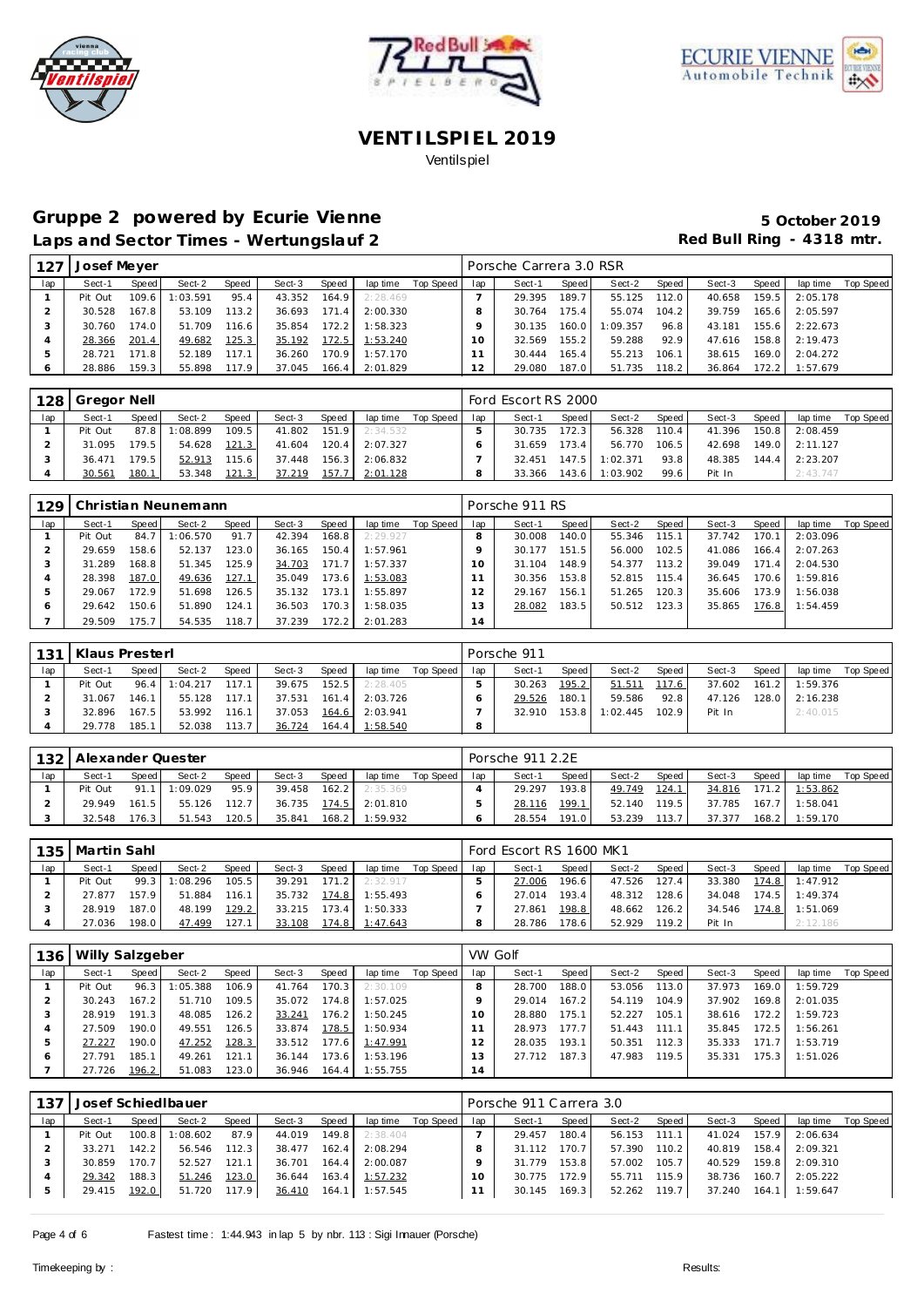# VENTILSPIEL 2019

Ventilspiel

## Gruppe 2 powered by Ecurie Vienne

**Laps and Sector Times - Wertungslauf 2**

**5 October 2019**

**Red Bull Ring - 4318 mtr.**

| 127 | Josef Meyer | | | | | | | | Porsche Carrera 3.0 RSR | | | | | | | | | |
|---|---|---|---|---|---|---|---|---|---|---|---|---|---|---|---|---|---|---|
| lap | Sect-1 | Speed | Sect-2 | Speed | Sect-3 | Speed | lap time | Top Speed | lap | Sect-1 | Speed | Sect-2 | Speed | Sect-3 | Speed | lap time | Top Speed |
| 1 | Pit Out | 109.6 | 1:03.591 | 95.4 | 43.352 | 164.9 | 2:28.469 | | 7 | 29.395 | 189.7 | 55.125 | 112.0 | 40.658 | 159.5 | 2:05.178 | |
| 2 | 30.528 | 167.8 | 53.109 | 113.2 | 36.693 | 171.4 | 2:00.330 | | 8 | 30.764 | 175.4 | 55.074 | 104.2 | 39.759 | 165.6 | 2:05.597 | |
| 3 | 30.760 | 174.0 | 51.709 | 116.6 | 35.854 | 172.2 | 1:58.323 | | 9 | 30.135 | 160.0 | 1:09.357 | 96.8 | 43.181 | 155.6 | 2:22.673 | |
| 4 | 28.366 | 201.4 | 49.682 | 125.3 | 35.192 | 172.5 | 1:53.240 | | 10 | 32.569 | 155.2 | 59.288 | 92.9 | 47.616 | 158.8 | 2:19.473 | |
| 5 | 28.721 | 171.8 | 52.189 | 117.1 | 36.260 | 170.9 | 1:57.170 | | 11 | 30.444 | 165.4 | 55.213 | 106.1 | 38.615 | 169.0 | 2:04.272 | |
| 6 | 28.886 | 159.3 | 55.898 | 117.9 | 37.045 | 166.4 | 2:01.829 | | 12 | 29.080 | 187.0 | 51.735 | 118.2 | 36.864 | 172.2 | 1:57.679 | |

| 128 | Gregor Nell | | | | | | | | Ford Escort RS 2000 | | | | | | | | | |
|---|---|---|---|---|---|---|---|---|---|---|---|---|---|---|---|---|---|---|
| lap | Sect-1 | Speed | Sect-2 | Speed | Sect-3 | Speed | lap time | Top Speed | lap | Sect-1 | Speed | Sect-2 | Speed | Sect-3 | Speed | lap time | Top Speed |
| 1 | Pit Out | 87.8 | 1:08.899 | 109.5 | 41.802 | 151.9 | 2:34.532 | | 5 | 30.735 | 172.3 | 56.328 | 110.4 | 41.396 | 150.8 | 2:08.459 | |
| 2 | 31.095 | 179.5 | 54.628 | 121.3 | 41.604 | 120.4 | 2:07.327 | | 6 | 31.659 | 173.4 | 56.770 | 106.5 | 42.698 | 149.0 | 2:11.127 | |
| 3 | 36.471 | 179.5 | 52.913 | 115.6 | 37.448 | 156.3 | 2:06.832 | | 7 | 32.451 | 147.5 | 1:02.371 | 93.8 | 48.385 | 144.4 | 2:23.207 | |
| 4 | 30.561 | 180.1 | 53.348 | 121.3 | 37.219 | 157.7 | 2:01.128 | | 8 | 33.366 | 143.6 | 1:03.902 | 99.6 | Pit In | | 2:43.747 | |

| 129 | Christian Neunemann | | | | | | | | Porsche 911 RS | | | | | | | | | |
|---|---|---|---|---|---|---|---|---|---|---|---|---|---|---|---|---|---|---|
| lap | Sect-1 | Speed | Sect-2 | Speed | Sect-3 | Speed | lap time | Top Speed | lap | Sect-1 | Speed | Sect-2 | Speed | Sect-3 | Speed | lap time | Top Speed |
| 1 | Pit Out | 84.7 | 1:06.570 | 91.7 | 42.394 | 168.8 | 2:29.927 | | 8 | 30.008 | 140.0 | 55.346 | 115.1 | 37.742 | 170.1 | 2:03.096 | |
| 2 | 29.659 | 158.6 | 52.137 | 123.0 | 36.165 | 150.4 | 1:57.961 | | 9 | 30.177 | 151.5 | 56.000 | 102.5 | 41.086 | 166.4 | 2:07.263 | |
| 3 | 31.289 | 168.8 | 51.345 | 125.9 | 34.703 | 171.7 | 1:57.337 | | 10 | 31.104 | 148.9 | 54.377 | 113.2 | 39.049 | 171.4 | 2:04.530 | |
| 4 | 28.398 | 187.0 | 49.636 | 127.1 | 35.049 | 173.6 | 1:53.083 | | 11 | 30.356 | 153.8 | 52.815 | 115.4 | 36.645 | 170.6 | 1:59.816 | |
| 5 | 29.067 | 172.9 | 51.698 | 126.5 | 35.132 | 173.1 | 1:55.897 | | 12 | 29.167 | 156.1 | 51.265 | 120.3 | 35.606 | 173.9 | 1:56.038 | |
| 6 | 29.642 | 150.6 | 51.890 | 124.1 | 36.503 | 170.3 | 1:58.035 | | 13 | 28.082 | 183.5 | 50.512 | 123.3 | 35.865 | 176.8 | 1:54.459 | |
| 7 | 29.509 | 175.7 | 54.535 | 118.7 | 37.239 | 172.2 | 2:01.283 | | 14 | | | | | | | | |

| 131 | Klaus Presterl | | | | | | | | Porsche 911 | | | | | | | | | |
|---|---|---|---|---|---|---|---|---|---|---|---|---|---|---|---|---|---|---|
| lap | Sect-1 | Speed | Sect-2 | Speed | Sect-3 | Speed | lap time | Top Speed | lap | Sect-1 | Speed | Sect-2 | Speed | Sect-3 | Speed | lap time | Top Speed |
| 1 | Pit Out | 96.4 | 1:04.217 | 117.1 | 39.675 | 152.5 | 2:28.405 | | 5 | 30.263 | 195.2 | 51.511 | 117.6 | 37.602 | 161.2 | 1:59.376 | |
| 2 | 31.067 | 146.1 | 55.128 | 117.1 | 37.531 | 161.4 | 2:03.726 | | 6 | 29.526 | 180.1 | 59.586 | 92.8 | 47.126 | 128.0 | 2:16.238 | |
| 3 | 32.896 | 167.5 | 53.992 | 116.1 | 37.053 | 164.6 | 2:03.941 | | 7 | 32.910 | 153.8 | 1:02.445 | 102.9 | Pit In | | 2:40.015 | |
| 4 | 29.778 | 185.1 | 52.038 | 113.7 | 36.724 | 164.4 | 1:58.540 | | 8 | | | | | | | | |

| 132 | Alexander Quester | | | | | | | | Porsche 911 2.2E | | | | | | | | | |
|---|---|---|---|---|---|---|---|---|---|---|---|---|---|---|---|---|---|---|
| lap | Sect-1 | Speed | Sect-2 | Speed | Sect-3 | Speed | lap time | Top Speed | lap | Sect-1 | Speed | Sect-2 | Speed | Sect-3 | Speed | lap time | Top Speed |
| 1 | Pit Out | 91.1 | 1:09.029 | 95.9 | 39.458 | 162.2 | 2:35.369 | | 4 | 29.297 | 193.8 | 49.749 | 124.1 | 34.816 | 171.2 | 1:53.862 | |
| 2 | 29.949 | 161.5 | 55.126 | 112.7 | 36.735 | 174.5 | 2:01.810 | | 5 | 28.116 | 199.1 | 52.140 | 119.5 | 37.785 | 167.7 | 1:58.041 | |
| 3 | 32.548 | 176.3 | 51.543 | 120.5 | 35.841 | 168.2 | 1:59.932 | | 6 | 28.554 | 191.0 | 53.239 | 113.7 | 37.377 | 168.2 | 1:59.170 | |

| 135 | Martin Sahl | | | | | | | | Ford Escort RS 1600 MK1 | | | | | | | | | |
|---|---|---|---|---|---|---|---|---|---|---|---|---|---|---|---|---|---|---|
| lap | Sect-1 | Speed | Sect-2 | Speed | Sect-3 | Speed | lap time | Top Speed | lap | Sect-1 | Speed | Sect-2 | Speed | Sect-3 | Speed | lap time | Top Speed |
| 1 | Pit Out | 99.3 | 1:08.296 | 105.5 | 39.291 | 171.2 | 2:32.917 | | 5 | 27.006 | 196.6 | 47.526 | 127.4 | 33.380 | 174.8 | 1:47.912 | |
| 2 | 27.877 | 157.9 | 51.884 | 116.1 | 35.732 | 174.8 | 1:55.493 | | 6 | 27.014 | 193.4 | 48.312 | 128.6 | 34.048 | 174.5 | 1:49.374 | |
| 3 | 28.919 | 187.0 | 48.199 | 129.2 | 33.215 | 173.4 | 1:50.333 | | 7 | 27.861 | 198.8 | 48.662 | 126.2 | 34.546 | 174.8 | 1:51.069 | |
| 4 | 27.036 | 198.0 | 47.499 | 127.1 | 33.108 | 174.8 | 1:47.643 | | 8 | 28.786 | 178.6 | 52.929 | 119.2 | Pit In | | 2:12.186 | |

| 136 | Willy Salzgeber | | | | | | | | VW Golf | | | | | | | | | |
|---|---|---|---|---|---|---|---|---|---|---|---|---|---|---|---|---|---|---|
| lap | Sect-1 | Speed | Sect-2 | Speed | Sect-3 | Speed | lap time | Top Speed | lap | Sect-1 | Speed | Sect-2 | Speed | Sect-3 | Speed | lap time | Top Speed |
| 1 | Pit Out | 96.3 | 1:05.388 | 106.9 | 41.764 | 170.3 | 2:30.109 | | 8 | 28.700 | 188.0 | 53.056 | 113.0 | 37.973 | 169.0 | 1:59.729 | |
| 2 | 30.243 | 167.2 | 51.710 | 109.5 | 35.072 | 174.8 | 1:57.025 | | 9 | 29.014 | 167.2 | 54.119 | 104.9 | 37.902 | 169.8 | 2:01.035 | |
| 3 | 28.919 | 191.3 | 48.085 | 126.2 | 33.241 | 176.2 | 1:50.245 | | 10 | 28.880 | 175.1 | 52.227 | 105.1 | 38.616 | 172.2 | 1:59.723 | |
| 4 | 27.509 | 190.0 | 49.551 | 126.5 | 33.874 | 178.5 | 1:50.934 | | 11 | 28.973 | 177.7 | 51.443 | 111.1 | 35.845 | 172.5 | 1:56.261 | |
| 5 | 27.227 | 190.0 | 47.252 | 128.3 | 33.512 | 177.6 | 1:47.991 | | 12 | 28.035 | 193.1 | 50.351 | 112.3 | 35.333 | 171.7 | 1:53.719 | |
| 6 | 27.791 | 185.1 | 49.261 | 121.1 | 36.144 | 173.6 | 1:53.196 | | 13 | 27.712 | 187.3 | 47.983 | 119.5 | 35.331 | 175.3 | 1:51.026 | |
| 7 | 27.726 | 196.2 | 51.083 | 123.0 | 36.946 | 164.4 | 1:55.755 | | 14 | | | | | | | | |

| 137 | Josef Schiedlbauer | | | | | | | | Porsche 911 Carrera 3.0 | | | | | | | | | |
|---|---|---|---|---|---|---|---|---|---|---|---|---|---|---|---|---|---|---|
| lap | Sect-1 | Speed | Sect-2 | Speed | Sect-3 | Speed | lap time | Top Speed | lap | Sect-1 | Speed | Sect-2 | Speed | Sect-3 | Speed | lap time | Top Speed |
| 1 | Pit Out | 100.8 | 1:08.602 | 87.9 | 44.019 | 149.8 | 2:38.404 | | 7 | 29.457 | 180.4 | 56.153 | 111.1 | 41.024 | 157.9 | 2:06.634 | |
| 2 | 33.271 | 142.2 | 56.546 | 112.3 | 38.477 | 162.4 | 2:08.294 | | 8 | 31.112 | 170.7 | 57.390 | 110.2 | 40.819 | 158.4 | 2:09.321 | |
| 3 | 30.859 | 170.7 | 52.527 | 121.1 | 36.701 | 164.4 | 2:00.087 | | 9 | 31.779 | 153.8 | 57.002 | 105.7 | 40.529 | 159.8 | 2:09.310 | |
| 4 | 29.342 | 188.3 | 51.246 | 123.0 | 36.644 | 163.4 | 1:57.232 | | 10 | 30.775 | 172.9 | 55.711 | 115.9 | 38.736 | 160.7 | 2:05.222 | |
| 5 | 29.415 | 192.0 | 51.720 | 117.9 | 36.410 | 164.1 | 1:57.545 | | 11 | 30.145 | 169.3 | 52.262 | 119.7 | 37.240 | 164.1 | 1:59.647 | |

Fastest time : 1:44.943 in lap 5 by nbr. 113 : Sigi Imauer (Porsche)

Timekeeping by :

Results: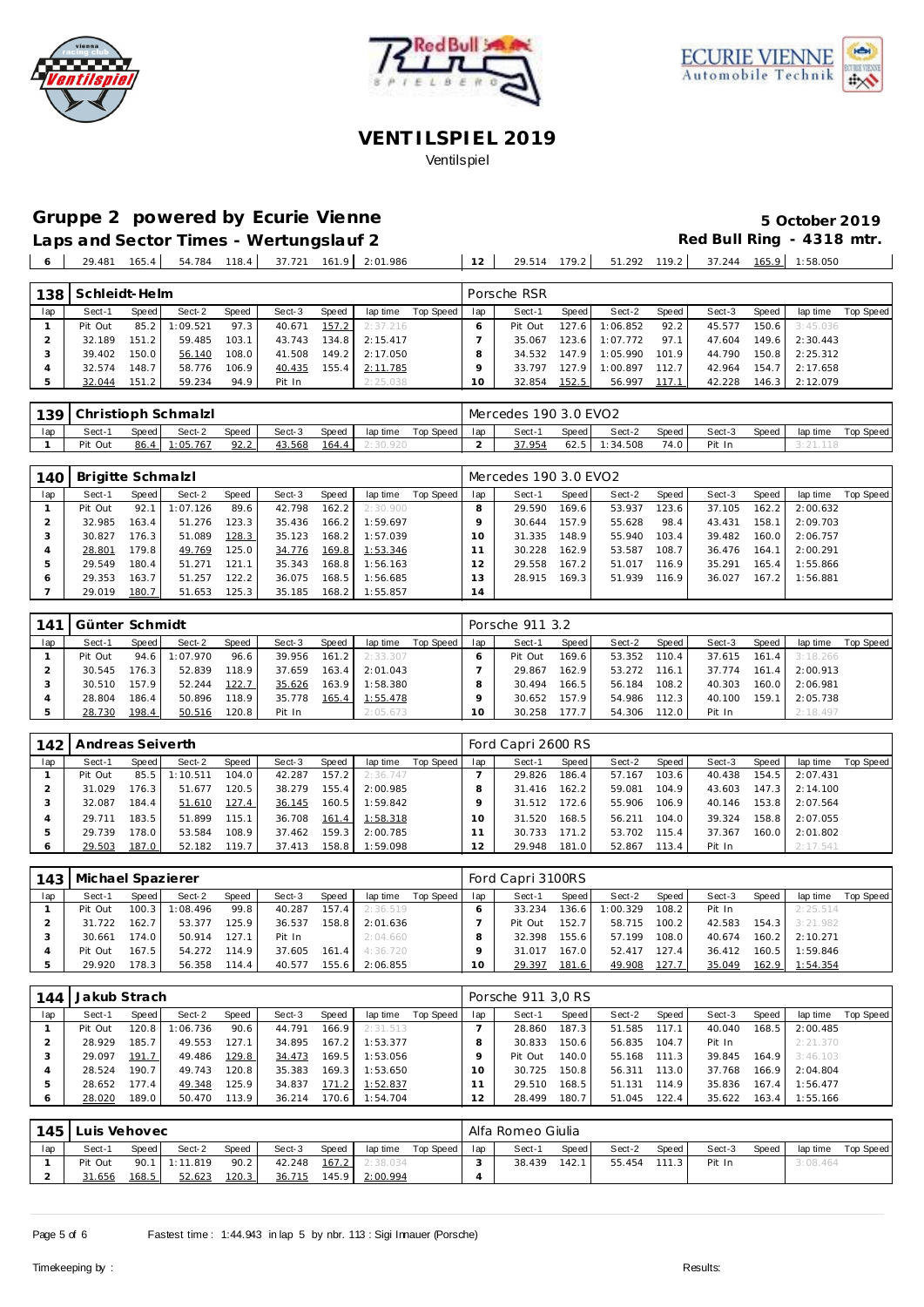# VENTILSPIEL 2019

Ventilspiel

## Gruppe 2 powered by Ecurie Vienne

**Laps and Sector Times - Wertungslauf 2**

5 October 2019

Red Bull Ring - 4318 mtr.

| 6 | 29.481 | 165.4 | 54.784 | 118.4 | 37.721 | 161.9 | 2:01.986 | | 12 | 29.514 | 179.2 | 51.292 | 119.2 | 37.244 | 165.9 | 1:58.050 | |
|---|---|---|---|---|---|---|---|---|---|---|---|---|---|---|---|---|---|

### 138 Schleidt-Helm — Porsche RSR

| lap | Sect-1 | Speed | Sect-2 | Speed | Sect-3 | Speed | lap time | Top Speed | lap | Sect-1 | Speed | Sect-2 | Speed | Sect-3 | Speed | lap time | Top Speed |
|---|---|---|---|---|---|---|---|---|---|---|---|---|---|---|---|---|---|
| 1 | Pit Out | 85.2 | 1:09.521 | 97.3 | 40.671 | 157.2 | 2:37.216 | | 6 | Pit Out | 127.6 | 1:06.852 | 92.2 | 45.577 | 150.6 | 3:45.036 | |
| 2 | 32.189 | 151.2 | 59.485 | 103.1 | 43.743 | 134.8 | 2:15.417 | | 7 | 35.067 | 123.6 | 1:07.772 | 97.1 | 47.604 | 149.6 | 2:30.443 | |
| 3 | 39.402 | 150.0 | 56.140 | 108.0 | 41.508 | 149.2 | 2:17.050 | | 8 | 34.532 | 147.9 | 1:05.990 | 101.9 | 44.790 | 150.8 | 2:25.312 | |
| 4 | 32.574 | 148.7 | 58.776 | 106.9 | 40.435 | 155.4 | 2:11.785 | | 9 | 33.797 | 127.9 | 1:00.897 | 112.7 | 42.964 | 154.7 | 2:17.658 | |
| 5 | 32.044 | 151.2 | 59.234 | 94.9 | Pit In | | 2:25.038 | | 10 | 32.854 | 152.5 | 56.997 | 117.1 | 42.228 | 146.3 | 2:12.079 | |

### 139 Christioph Schmalzl — Mercedes 190 3.0 EVO2

| lap | Sect-1 | Speed | Sect-2 | Speed | Sect-3 | Speed | lap time | Top Speed | lap | Sect-1 | Speed | Sect-2 | Speed | Sect-3 | Speed | lap time | Top Speed |
|---|---|---|---|---|---|---|---|---|---|---|---|---|---|---|---|---|---|
| 1 | Pit Out | 86.4 | 1:05.767 | 92.2 | 43.568 | 164.4 | 2:30.920 | | 2 | 37.954 | 62.5 | 1:34.508 | 74.0 | Pit In | | 3:21.118 | |

### 140 Brigitte Schmalzl — Mercedes 190 3.0 EVO2

| lap | Sect-1 | Speed | Sect-2 | Speed | Sect-3 | Speed | lap time | Top Speed | lap | Sect-1 | Speed | Sect-2 | Speed | Sect-3 | Speed | lap time | Top Speed |
|---|---|---|---|---|---|---|---|---|---|---|---|---|---|---|---|---|---|
| 1 | Pit Out | 92.1 | 1:07.126 | 89.6 | 42.798 | 162.2 | 2:30.900 | | 8 | 29.590 | 169.6 | 53.937 | 123.6 | 37.105 | 162.2 | 2:00.632 | |
| 2 | 32.985 | 163.4 | 51.276 | 123.3 | 35.436 | 166.2 | 1:59.697 | | 9 | 30.644 | 157.9 | 55.628 | 98.4 | 43.431 | 158.1 | 2:09.703 | |
| 3 | 30.827 | 176.3 | 51.089 | 128.3 | 35.123 | 168.2 | 1:57.039 | | 10 | 31.335 | 148.9 | 55.940 | 103.4 | 39.482 | 160.0 | 2:06.757 | |
| 4 | 28.801 | 179.8 | 49.769 | 125.0 | 34.776 | 169.8 | 1:53.346 | | 11 | 30.228 | 162.9 | 53.587 | 108.7 | 36.476 | 164.1 | 2:00.291 | |
| 5 | 29.549 | 180.4 | 51.271 | 121.1 | 35.343 | 168.8 | 1:56.163 | | 12 | 29.558 | 167.2 | 51.017 | 116.9 | 35.291 | 165.4 | 1:55.866 | |
| 6 | 29.353 | 163.7 | 51.257 | 122.2 | 36.075 | 168.5 | 1:56.685 | | 13 | 28.915 | 169.3 | 51.939 | 116.9 | 36.027 | 167.2 | 1:56.881 | |
| 7 | 29.019 | 180.7 | 51.653 | 125.3 | 35.185 | 168.2 | 1:55.857 | | 14 | | | | | | | | |

### 141 Günter Schmidt — Porsche 911 3.2

| lap | Sect-1 | Speed | Sect-2 | Speed | Sect-3 | Speed | lap time | Top Speed | lap | Sect-1 | Speed | Sect-2 | Speed | Sect-3 | Speed | lap time | Top Speed |
|---|---|---|---|---|---|---|---|---|---|---|---|---|---|---|---|---|---|
| 1 | Pit Out | 94.6 | 1:07.970 | 96.6 | 39.956 | 161.2 | 2:33.307 | | 6 | Pit Out | 169.6 | 53.352 | 110.4 | 37.615 | 161.4 | 3:18.266 | |
| 2 | 30.545 | 176.3 | 52.839 | 118.9 | 37.659 | 163.4 | 2:01.043 | | 7 | 29.867 | 162.9 | 53.272 | 116.1 | 37.774 | 161.4 | 2:00.913 | |
| 3 | 30.510 | 157.9 | 52.244 | 122.7 | 35.626 | 163.9 | 1:58.380 | | 8 | 30.494 | 166.5 | 56.184 | 108.2 | 40.303 | 160.0 | 2:06.981 | |
| 4 | 28.804 | 186.4 | 50.896 | 118.9 | 35.778 | 165.4 | 1:55.478 | | 9 | 30.652 | 157.9 | 54.986 | 112.3 | 40.100 | 159.1 | 2:05.738 | |
| 5 | 28.730 | 198.4 | 50.516 | 120.8 | Pit In | | 2:05.673 | | 10 | 30.258 | 177.7 | 54.306 | 112.0 | Pit In | | 2:18.497 | |

### 142 Andreas Seiverth — Ford Capri 2600 RS

| lap | Sect-1 | Speed | Sect-2 | Speed | Sect-3 | Speed | lap time | Top Speed | lap | Sect-1 | Speed | Sect-2 | Speed | Sect-3 | Speed | lap time | Top Speed |
|---|---|---|---|---|---|---|---|---|---|---|---|---|---|---|---|---|---|
| 1 | Pit Out | 85.5 | 1:10.511 | 104.0 | 42.287 | 157.2 | 2:36.747 | | 7 | 29.826 | 186.4 | 57.167 | 103.6 | 40.438 | 154.5 | 2:07.431 | |
| 2 | 31.029 | 176.3 | 51.677 | 120.5 | 38.279 | 155.4 | 2:00.985 | | 8 | 31.416 | 162.2 | 59.081 | 104.9 | 43.603 | 147.3 | 2:14.100 | |
| 3 | 32.087 | 184.4 | 51.610 | 127.4 | 36.145 | 160.5 | 1:59.842 | | 9 | 31.512 | 172.6 | 55.906 | 106.9 | 40.146 | 153.8 | 2:07.564 | |
| 4 | 29.711 | 183.5 | 51.899 | 115.1 | 36.708 | 161.4 | 1:58.318 | | 10 | 31.520 | 168.5 | 56.211 | 104.0 | 39.324 | 158.8 | 2:07.055 | |
| 5 | 29.739 | 178.0 | 53.584 | 108.9 | 37.462 | 159.3 | 2:00.785 | | 11 | 30.733 | 171.2 | 53.702 | 115.4 | 37.367 | 160.0 | 2:01.802 | |
| 6 | 29.503 | 187.0 | 52.182 | 119.7 | 37.413 | 158.8 | 1:59.098 | | 12 | 29.948 | 181.0 | 52.867 | 113.4 | Pit In | | 2:17.541 | |

### 143 Michael Spazierer — Ford Capri 3100RS

| lap | Sect-1 | Speed | Sect-2 | Speed | Sect-3 | Speed | lap time | Top Speed | lap | Sect-1 | Speed | Sect-2 | Speed | Sect-3 | Speed | lap time | Top Speed |
|---|---|---|---|---|---|---|---|---|---|---|---|---|---|---|---|---|---|
| 1 | Pit Out | 100.3 | 1:08.496 | 99.8 | 40.287 | 157.4 | 2:36.519 | | 6 | 33.234 | 136.6 | 1:00.329 | 108.2 | Pit In | | 2:25.514 | |
| 2 | 31.722 | 162.7 | 53.377 | 125.9 | 36.537 | 158.8 | 2:01.636 | | 7 | Pit Out | 152.7 | 58.715 | 100.2 | 42.583 | 154.3 | 3:21.982 | |
| 3 | 30.661 | 174.0 | 50.914 | 127.1 | Pit In | | 2:04.660 | | 8 | 32.398 | 155.6 | 57.199 | 108.0 | 40.674 | 160.2 | 2:10.271 | |
| 4 | Pit Out | 167.5 | 54.272 | 114.9 | 37.605 | 161.4 | 4:36.720 | | 9 | 31.017 | 167.0 | 52.417 | 127.4 | 36.412 | 160.5 | 1:59.846 | |
| 5 | 29.920 | 178.3 | 56.358 | 114.4 | 40.577 | 155.6 | 2:06.855 | | 10 | 29.397 | 181.6 | 49.908 | 127.7 | 35.049 | 162.9 | 1:54.354 | |

### 144 Jakub Strach — Porsche 911 3,0 RS

| lap | Sect-1 | Speed | Sect-2 | Speed | Sect-3 | Speed | lap time | Top Speed | lap | Sect-1 | Speed | Sect-2 | Speed | Sect-3 | Speed | lap time | Top Speed |
|---|---|---|---|---|---|---|---|---|---|---|---|---|---|---|---|---|---|
| 1 | Pit Out | 120.8 | 1:06.736 | 90.6 | 44.791 | 166.9 | 2:31.513 | | 7 | 28.860 | 187.3 | 51.585 | 117.1 | 40.040 | 168.5 | 2:00.485 | |
| 2 | 28.929 | 185.7 | 49.553 | 127.1 | 34.895 | 167.2 | 1:53.377 | | 8 | 30.833 | 150.6 | 56.835 | 104.7 | Pit In | | 2:21.370 | |
| 3 | 29.097 | 191.7 | 49.486 | 129.8 | 34.473 | 169.5 | 1:53.056 | | 9 | Pit Out | 140.0 | 55.168 | 111.3 | 39.845 | 164.9 | 3:46.103 | |
| 4 | 28.524 | 190.7 | 49.743 | 120.8 | 35.383 | 169.3 | 1:53.650 | | 10 | 30.725 | 150.8 | 56.311 | 113.0 | 37.768 | 166.9 | 2:04.804 | |
| 5 | 28.652 | 177.4 | 49.348 | 125.9 | 34.837 | 171.2 | 1:52.837 | | 11 | 29.510 | 168.5 | 51.131 | 114.9 | 35.836 | 167.4 | 1:56.477 | |
| 6 | 28.020 | 189.0 | 50.470 | 113.9 | 36.214 | 170.6 | 1:54.704 | | 12 | 28.499 | 180.7 | 51.045 | 122.4 | 35.622 | 163.4 | 1:55.166 | |

### 145 Luis Vehovec — Alfa Romeo Giulia

| lap | Sect-1 | Speed | Sect-2 | Speed | Sect-3 | Speed | lap time | Top Speed | lap | Sect-1 | Speed | Sect-2 | Speed | Sect-3 | Speed | lap time | Top Speed |
|---|---|---|---|---|---|---|---|---|---|---|---|---|---|---|---|---|---|
| 1 | Pit Out | 90.1 | 1:11.819 | 90.2 | 42.248 | 167.2 | 2:38.034 | | 3 | 38.439 | 142.1 | 55.454 | 111.3 | Pit In | | 3:08.464 | |
| 2 | 31.656 | 168.5 | 52.623 | 120.3 | 36.715 | 145.9 | 2:00.994 | | 4 | | | | | | | | |

Fastest time : 1:44.943 in lap 5 by nbr. 113 : Sigi Imauer (Porsche)

Timekeeping by : Results: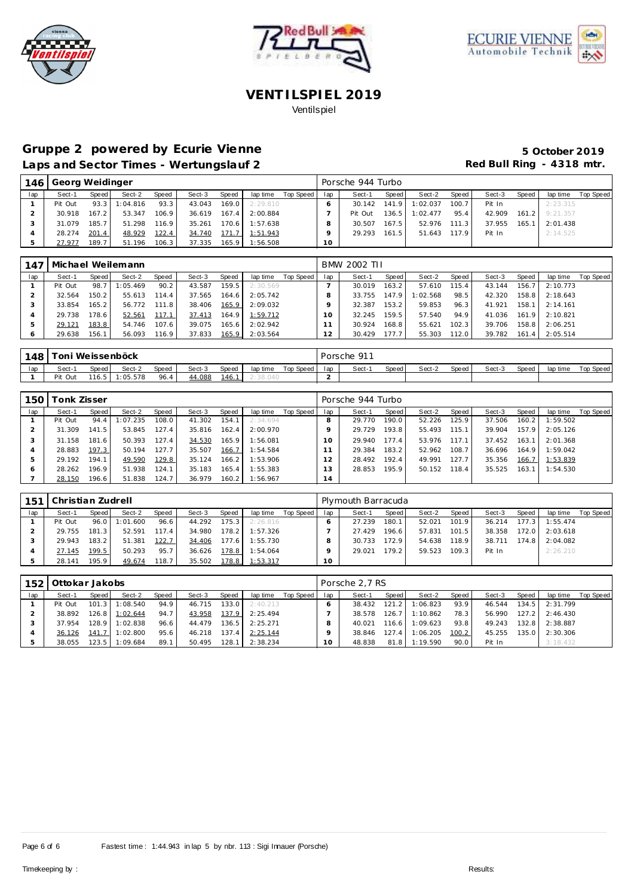# VENTILSPIEL 2019

Ventilspiel

## Gruppe 2 powered by Ecurie Vienne

**5 October 2019**

**Laps and Sector Times - Wertungslauf 2**

**Red Bull Ring - 4318 mtr.**

| 146 | Georg Weidinger | | | | | | | | Porsche 944 Turbo | | | | | | | | |
|---|---|---|---|---|---|---|---|---|---|---|---|---|---|---|---|---|---|
| lap | Sect-1 | Speed | Sect-2 | Speed | Sect-3 | Speed | lap time | Top Speed | lap | Sect-1 | Speed | Sect-2 | Speed | Sect-3 | Speed | lap time | Top Speed |
| 1 | Pit Out | 93.3 | 1:04.816 | 93.3 | 43.043 | 169.0 | 2:29.810 | | 6 | 30.142 | 141.9 | 1:02.037 | 100.7 | Pit In | | 2:23.315 | |
| 2 | 30.918 | 167.2 | 53.347 | 106.9 | 36.619 | 167.4 | 2:00.884 | | 7 | Pit Out | 136.5 | 1:02.477 | 95.4 | 42.909 | 161.2 | 9:21.357 | |
| 3 | 31.079 | 185.7 | 51.298 | 116.9 | 35.261 | 170.6 | 1:57.638 | | 8 | 30.507 | 167.5 | 52.976 | 111.3 | 37.955 | 165.1 | 2:01.438 | |
| 4 | 28.274 | 201.4 | 48.929 | 122.4 | 34.740 | 171.7 | 1:51.943 | | 9 | 29.293 | 161.5 | 51.643 | 117.9 | Pit In | | 2:14.525 | |
| 5 | 27.977 | 189.7 | 51.196 | 106.3 | 37.335 | 165.9 | 1:56.508 | | 10 | | | | | | | | |

| 147 | Michael Weilemann | | | | | | | | BMW 2002 TII | | | | | | | | |
|---|---|---|---|---|---|---|---|---|---|---|---|---|---|---|---|---|---|
| lap | Sect-1 | Speed | Sect-2 | Speed | Sect-3 | Speed | lap time | Top Speed | lap | Sect-1 | Speed | Sect-2 | Speed | Sect-3 | Speed | lap time | Top Speed |
| 1 | Pit Out | 98.7 | 1:05.469 | 90.2 | 43.587 | 159.5 | 2:30.569 | | 7 | 30.019 | 163.2 | 57.610 | 115.4 | 43.144 | 156.7 | 2:10.773 | |
| 2 | 32.564 | 150.2 | 55.613 | 114.4 | 37.565 | 164.6 | 2:05.742 | | 8 | 33.755 | 147.9 | 1:02.568 | 98.5 | 42.320 | 158.8 | 2:18.643 | |
| 3 | 33.854 | 165.2 | 56.772 | 111.8 | 38.406 | 165.9 | 2:09.032 | | 9 | 32.387 | 153.2 | 59.853 | 96.3 | 41.921 | 158.1 | 2:14.161 | |
| 4 | 29.738 | 178.6 | 52.561 | 117.1 | 37.413 | 164.9 | 1:59.712 | | 10 | 32.245 | 159.5 | 57.540 | 94.9 | 41.036 | 161.9 | 2:10.821 | |
| 5 | 29.121 | 183.8 | 54.746 | 107.6 | 39.075 | 165.6 | 2:02.942 | | 11 | 30.924 | 168.8 | 55.621 | 102.3 | 39.706 | 158.8 | 2:06.251 | |
| 6 | 29.638 | 156.1 | 56.093 | 116.9 | 37.833 | 165.9 | 2:03.564 | | 12 | 30.429 | 177.7 | 55.303 | 112.0 | 39.782 | 161.4 | 2:05.514 | |

| 148 | Toni Weissenböck | | | | | | | | Porsche 911 | | | | | | | | |
|---|---|---|---|---|---|---|---|---|---|---|---|---|---|---|---|---|---|
| lap | Sect-1 | Speed | Sect-2 | Speed | Sect-3 | Speed | lap time | Top Speed | lap | Sect-1 | Speed | Sect-2 | Speed | Sect-3 | Speed | lap time | Top Speed |
| 1 | Pit Out | 116.5 | 1:05.578 | 96.4 | 44.088 | 146.1 | 2:38.040 | | 2 | | | | | | | | |

| 150 | Tonk Zisser | | | | | | | | Porsche 944 Turbo | | | | | | | | |
|---|---|---|---|---|---|---|---|---|---|---|---|---|---|---|---|---|---|
| lap | Sect-1 | Speed | Sect-2 | Speed | Sect-3 | Speed | lap time | Top Speed | lap | Sect-1 | Speed | Sect-2 | Speed | Sect-3 | Speed | lap time | Top Speed |
| 1 | Pit Out | 94.4 | 1:07.235 | 108.0 | 41.302 | 154.1 | 2:34.694 | | 8 | 29.770 | 190.0 | 52.226 | 125.9 | 37.506 | 160.2 | 1:59.502 | |
| 2 | 31.309 | 141.5 | 53.845 | 127.4 | 35.816 | 162.4 | 2:00.970 | | 9 | 29.729 | 193.8 | 55.493 | 115.1 | 39.904 | 157.9 | 2:05.126 | |
| 3 | 31.158 | 181.6 | 50.393 | 127.4 | 34.530 | 165.9 | 1:56.081 | | 10 | 29.940 | 177.4 | 53.976 | 117.1 | 37.452 | 163.1 | 2:01.368 | |
| 4 | 28.883 | 197.3 | 50.194 | 127.7 | 35.507 | 166.7 | 1:54.584 | | 11 | 29.384 | 183.2 | 52.962 | 108.7 | 36.696 | 164.9 | 1:59.042 | |
| 5 | 29.192 | 194.1 | 49.590 | 129.8 | 35.124 | 166.2 | 1:53.906 | | 12 | 28.492 | 192.4 | 49.991 | 127.7 | 35.356 | 166.7 | 1:53.839 | |
| 6 | 28.262 | 196.9 | 51.938 | 124.1 | 35.183 | 165.4 | 1:55.383 | | 13 | 28.853 | 195.9 | 50.152 | 118.4 | 35.525 | 163.1 | 1:54.530 | |
| 7 | 28.150 | 196.6 | 51.838 | 124.7 | 36.979 | 160.2 | 1:56.967 | | 14 | | | | | | | | |

| 151 | Christian Zudrell | | | | | | | | Plymouth Barracuda | | | | | | | | |
|---|---|---|---|---|---|---|---|---|---|---|---|---|---|---|---|---|---|
| lap | Sect-1 | Speed | Sect-2 | Speed | Sect-3 | Speed | lap time | Top Speed | lap | Sect-1 | Speed | Sect-2 | Speed | Sect-3 | Speed | lap time | Top Speed |
| 1 | Pit Out | 96.0 | 1:01.600 | 96.6 | 44.292 | 175.3 | 2:26.816 | | 6 | 27.239 | 180.1 | 52.021 | 101.9 | 36.214 | 177.3 | 1:55.474 | |
| 2 | 29.755 | 181.3 | 52.591 | 117.4 | 34.980 | 178.2 | 1:57.326 | | 7 | 27.429 | 196.6 | 57.831 | 101.5 | 38.358 | 172.0 | 2:03.618 | |
| 3 | 29.943 | 183.2 | 51.381 | 122.7 | 34.406 | 177.6 | 1:55.730 | | 8 | 30.733 | 172.9 | 54.638 | 118.9 | 38.711 | 174.8 | 2:04.082 | |
| 4 | 27.145 | 199.5 | 50.293 | 95.7 | 36.626 | 178.8 | 1:54.064 | | 9 | 29.021 | 179.2 | 59.523 | 109.3 | Pit In | | 2:26.210 | |
| 5 | 28.141 | 195.9 | 49.674 | 118.7 | 35.502 | 178.8 | 1:53.317 | | 10 | | | | | | | | |

| 152 | Ottokar Jakobs | | | | | | | | Porsche 2,7 RS | | | | | | | | |
|---|---|---|---|---|---|---|---|---|---|---|---|---|---|---|---|---|---|
| lap | Sect-1 | Speed | Sect-2 | Speed | Sect-3 | Speed | lap time | Top Speed | lap | Sect-1 | Speed | Sect-2 | Speed | Sect-3 | Speed | lap time | Top Speed |
| 1 | Pit Out | 101.3 | 1:08.540 | 94.9 | 46.715 | 133.0 | 2:40.213 | | 6 | 38.432 | 121.2 | 1:06.823 | 93.9 | 46.544 | 134.5 | 2:31.799 | |
| 2 | 38.892 | 126.8 | 1:02.644 | 94.7 | 43.958 | 137.9 | 2:25.494 | | 7 | 38.578 | 126.7 | 1:10.862 | 78.3 | 56.990 | 127.2 | 2:46.430 | |
| 3 | 37.954 | 128.9 | 1:02.838 | 96.6 | 44.479 | 136.5 | 2:25.271 | | 8 | 40.021 | 116.6 | 1:09.623 | 93.8 | 49.243 | 132.8 | 2:38.887 | |
| 4 | 36.126 | 141.7 | 1:02.800 | 95.6 | 46.218 | 137.4 | 2:25.144 | | 9 | 38.846 | 127.4 | 1:06.205 | 100.2 | 45.255 | 135.0 | 2:30.306 | |
| 5 | 38.055 | 123.5 | 1:09.684 | 89.1 | 50.495 | 128.1 | 2:38.234 | | 10 | 48.838 | 81.8 | 1:19.590 | 90.0 | Pit In | | 3:18.432 | |

Fastest time : 1:44.943 in lap 5 by nbr. 113 : Sigi Imauer (Porsche)

Timekeeping by : Results: